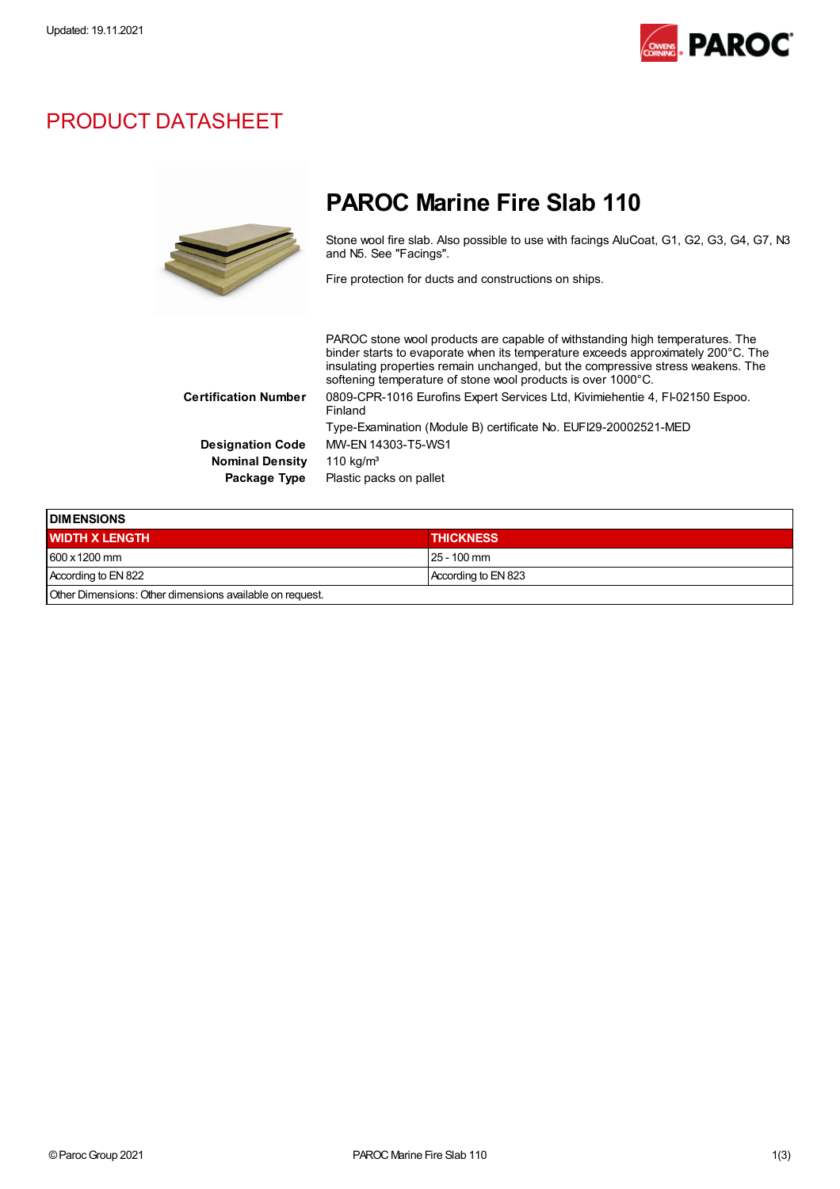Updated: 19.11.2021

# PRODUCT DATASHEET

## PAROC Marine Fire Slab 110

Stone wool fire slab. Also possible to use with facings AluCoat, G1, G2, G3, G4, G7, N3 and N5. See "Facings".

Fire protection for ducts and constructions on ships.

PAROC stone wool products are capable of withstanding high temperatures. The binder starts to evaporate when its temperature exceeds approximately 200°C. The insulating properties remain unchanged, but the compressive stress weakens. The softening temperature of stone wool products is over 1000°C.

**Certification Number** 0809-CPR-1016 Eurofins Expert Services Ltd, Kivimiehentie 4, FI-02150 Espoo. Finland

Type-Examination (Module B) certificate No. EUFI29-20002521-MED

**Designation Code** MW-EN 14303-T5-WS1

**Nominal Density** 110 kg/m³

**Package Type** Plastic packs on pallet

| DIMENSIONS | |
|---|---|
| **WIDTH X LENGTH** | **THICKNESS** |
| 600 x 1200 mm | 25 - 100 mm |
| According to EN 822 | According to EN 823 |
| Other Dimensions: Other dimensions available on request. | |

© Paroc Group 2021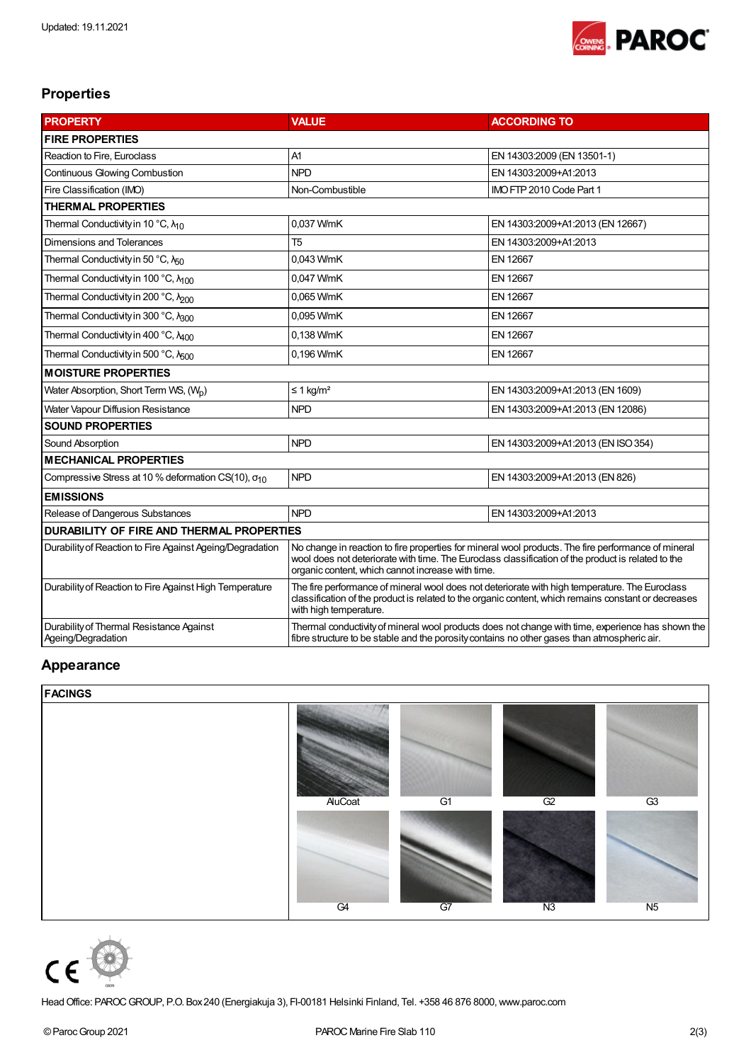Updated: 19.11.2021

## Properties

| PROPERTY | VALUE | ACCORDING TO |
|---|---|---|
| **FIRE PROPERTIES** | | |
| Reaction to Fire, Euroclass | A1 | EN 14303:2009 (EN 13501-1) |
| Continuous Glowing Combustion | NPD | EN 14303:2009+A1:2013 |
| Fire Classification (IMO) | Non-Combustible | IMO FTP 2010 Code Part 1 |
| **THERMAL PROPERTIES** | | |
| Thermal Conductivity in 10 °C, $\lambda_{10}$ | 0,037 W/mK | EN 14303:2009+A1:2013 (EN 12667) |
| Dimensions and Tolerances | T5 | EN 14303:2009+A1:2013 |
| Thermal Conductivity in 50 °C, $\lambda_{50}$ | 0,043 W/mK | EN 12667 |
| Thermal Conductivity in 100 °C, $\lambda_{100}$ | 0,047 W/mK | EN 12667 |
| Thermal Conductivity in 200 °C, $\lambda_{200}$ | 0,065 W/mK | EN 12667 |
| Thermal Conductivity in 300 °C, $\lambda_{300}$ | 0,095 W/mK | EN 12667 |
| Thermal Conductivity in 400 °C, $\lambda_{400}$ | 0,138 W/mK | EN 12667 |
| Thermal Conductivity in 500 °C, $\lambda_{500}$ | 0,196 W/mK | EN 12667 |
| **MOISTURE PROPERTIES** | | |
| Water Absorption, Short Term WS, ($W_p$) | ≤ 1 kg/m² | EN 14303:2009+A1:2013 (EN 1609) |
| Water Vapour Diffusion Resistance | NPD | EN 14303:2009+A1:2013 (EN 12086) |
| **SOUND PROPERTIES** | | |
| Sound Absorption | NPD | EN 14303:2009+A1:2013 (EN ISO 354) |
| **MECHANICAL PROPERTIES** | | |
| Compressive Stress at 10 % deformation CS(10), $\sigma_{10}$ | NPD | EN 14303:2009+A1:2013 (EN 826) |
| **EMISSIONS** | | |
| Release of Dangerous Substances | NPD | EN 14303:2009+A1:2013 |
| **DURABILITY OF FIRE AND THERMAL PROPERTIES** | | |
| Durability of Reaction to Fire Against Ageing/Degradation | No change in reaction to fire properties for mineral wool products. The fire performance of mineral wool does not deteriorate with time. The Euroclass classification of the product is related to the organic content, which cannot increase with time. | |
| Durability of Reaction to Fire Against High Temperature | The fire performance of mineral wool does not deteriorate with high temperature. The Euroclass classification of the product is related to the organic content, which remains constant or decreases with high temperature. | |
| Durability of Thermal Resistance Against Ageing/Degradation | Thermal conductivity of mineral wool products does not change with time, experience has shown the fibre structure to be stable and the porosity contains no other gases than atmospheric air. | |

## Appearance

| FACINGS | |
|---|---|
| | AluCoat, G1, G2, G3, G4, G7, N3, N5 |

Head Office: PAROC GROUP, P.O. Box 240 (Energiakuja 3), FI-00181 Helsinki Finland, Tel. +358 46 876 8000, www.paroc.com

© Paroc Group 2021 — PAROC Marine Fire Slab 110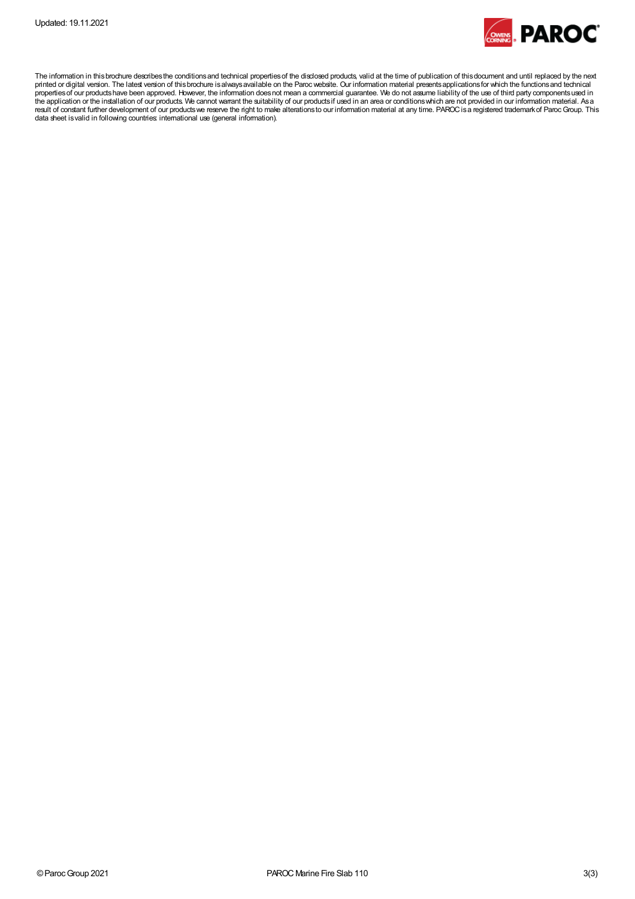Updated: 19.11.2021

The information in this brochure describes the conditions and technical properties of the disclosed products, valid at the time of publication of this document and until replaced by the next printed or digital version. The latest version of this brochure is always available on the Paroc website. Our information material presents applications for which the functions and technical properties of our products have been approved. However, the information does not mean a commercial guarantee. We do not assume liability of the use of third party components used in the application or the installation of our products. We cannot warrant the suitability of our products if used in an area or conditions which are not provided in our information material. As a result of constant further development of our products we reserve the right to make alterations to our information material at any time. PAROC is a registered trademark of Paroc Group. This data sheet is valid in following countries: international use (general information).